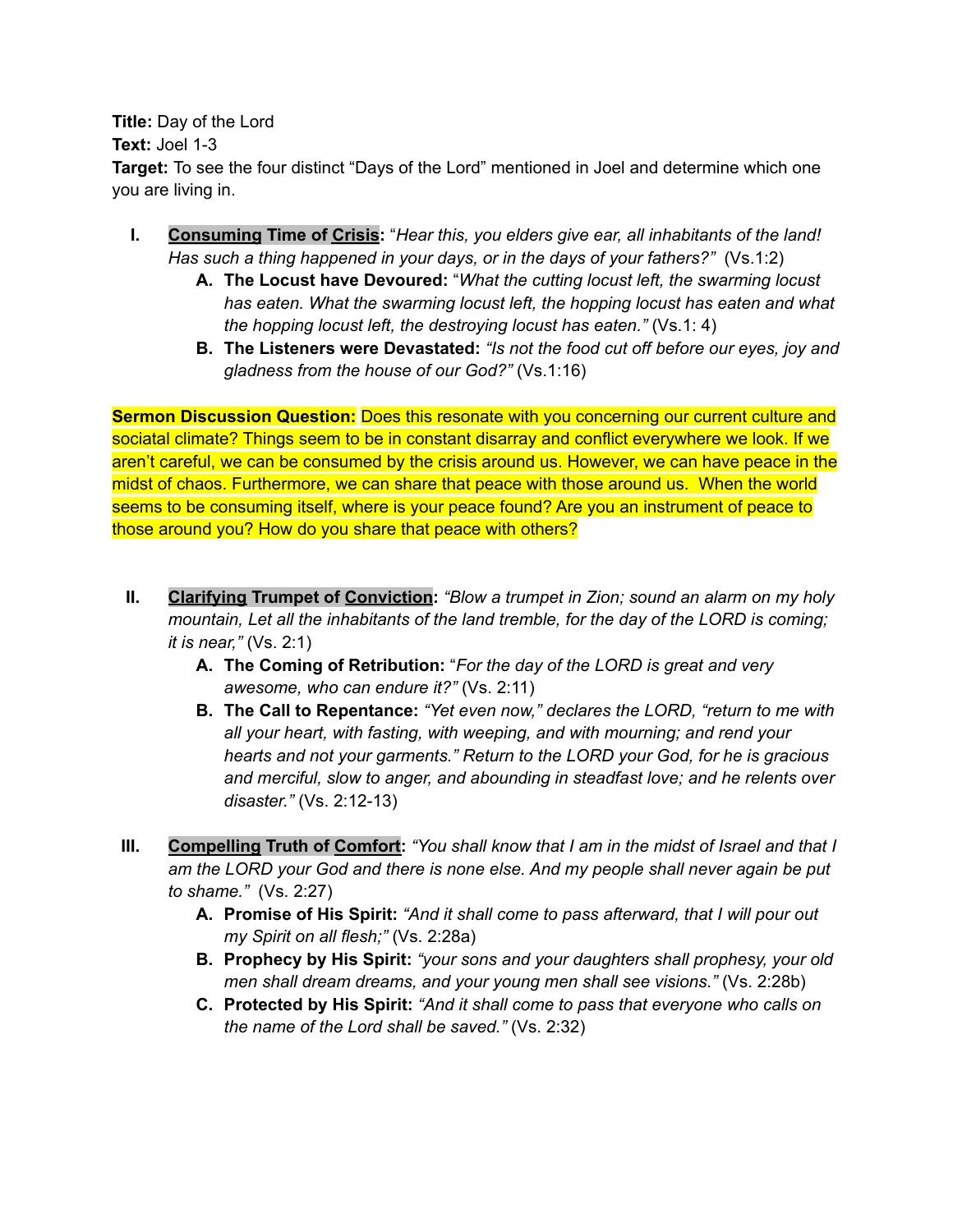**Title:** Day of the Lord
**Text:** Joel 1-3
**Target:** To see the four distinct "Days of the Lord" mentioned in Joel and determine which one you are living in.

I. **Consuming Time of Crisis:** "*Hear this, you elders give ear, all inhabitants of the land! Has such a thing happened in your days, or in the days of your fathers?"* (Vs.1:2)
   - A. **The Locust have Devoured:** "*What the cutting locust left, the swarming locust has eaten. What the swarming locust left, the hopping locust has eaten and what the hopping locust left, the destroying locust has eaten."* (Vs.1: 4)
   - B. **The Listeners were Devastated:** *"Is not the food cut off before our eyes, joy and gladness from the house of our God?"* (Vs.1:16)

**Sermon Discussion Question:** Does this resonate with you concerning our current culture and sociatal climate? Things seem to be in constant disarray and conflict everywhere we look. If we aren't careful, we can be consumed by the crisis around us. However, we can have peace in the midst of chaos. Furthermore, we can share that peace with those around us. When the world seems to be consuming itself, where is your peace found? Are you an instrument of peace to those around you? How do you share that peace with others?

II. **Clarifying Trumpet of Conviction:** *"Blow a trumpet in Zion; sound an alarm on my holy mountain, Let all the inhabitants of the land tremble, for the day of the LORD is coming; it is near,"* (Vs. 2:1)
   - A. **The Coming of Retribution:** "*For the day of the LORD is great and very awesome, who can endure it?"* (Vs. 2:11)
   - B. **The Call to Repentance:** *"Yet even now," declares the LORD, "return to me with all your heart, with fasting, with weeping, and with mourning; and rend your hearts and not your garments." Return to the LORD your God, for he is gracious and merciful, slow to anger, and abounding in steadfast love; and he relents over disaster."* (Vs. 2:12-13)

III. **Compelling Truth of Comfort:** *"You shall know that I am in the midst of Israel and that I am the LORD your God and there is none else. And my people shall never again be put to shame."* (Vs. 2:27)
   - A. **Promise of His Spirit:** *"And it shall come to pass afterward, that I will pour out my Spirit on all flesh;"* (Vs. 2:28a)
   - B. **Prophecy by His Spirit:** *"your sons and your daughters shall prophesy, your old men shall dream dreams, and your young men shall see visions."* (Vs. 2:28b)
   - C. **Protected by His Spirit:** *"And it shall come to pass that everyone who calls on the name of the Lord shall be saved."* (Vs. 2:32)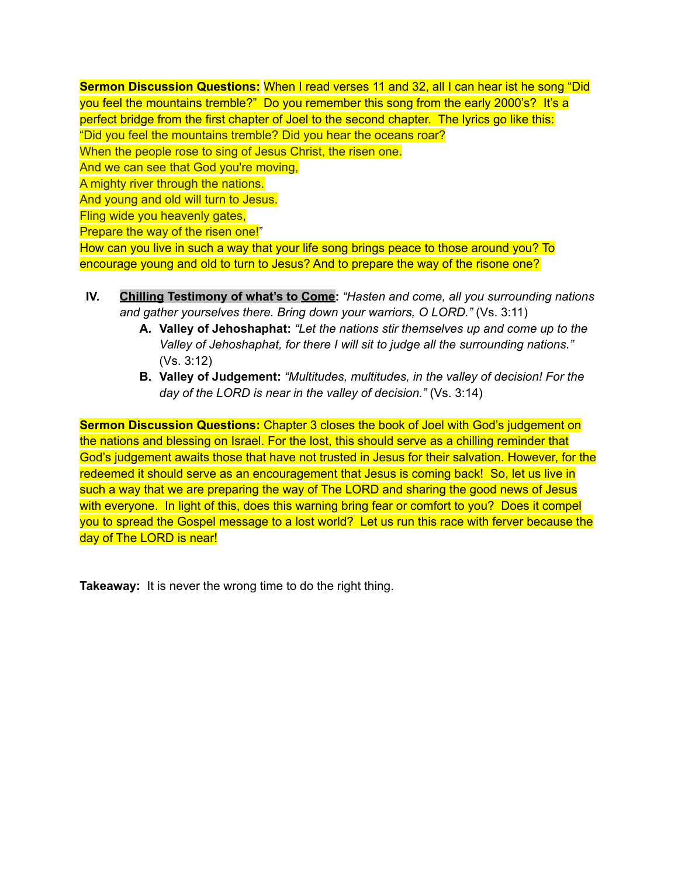**Sermon Discussion Questions:** When I read verses 11 and 32, all I can hear ist he song "Did you feel the mountains tremble?" Do you remember this song from the early 2000's? It's a perfect bridge from the first chapter of Joel to the second chapter. The lyrics go like this:
"Did you feel the mountains tremble? Did you hear the oceans roar?
When the people rose to sing of Jesus Christ, the risen one.
And we can see that God you're moving,
A mighty river through the nations.
And young and old will turn to Jesus.
Fling wide you heavenly gates,
Prepare the way of the risen one!"
How can you live in such a way that your life song brings peace to those around you? To encourage young and old to turn to Jesus? And to prepare the way of the risone one?

IV. **Chilling Testimony of what's to Come:** *"Hasten and come, all you surrounding nations and gather yourselves there. Bring down your warriors, O LORD."* (Vs. 3:11)
   A. **Valley of Jehoshaphat:** *"Let the nations stir themselves up and come up to the Valley of Jehoshaphat, for there I will sit to judge all the surrounding nations."* (Vs. 3:12)
   B. **Valley of Judgement:** *"Multitudes, multitudes, in the valley of decision! For the day of the LORD is near in the valley of decision."* (Vs. 3:14)

**Sermon Discussion Questions:** Chapter 3 closes the book of Joel with God's judgement on the nations and blessing on Israel. For the lost, this should serve as a chilling reminder that God's judgement awaits those that have not trusted in Jesus for their salvation. However, for the redeemed it should serve as an encouragement that Jesus is coming back! So, let us live in such a way that we are preparing the way of The LORD and sharing the good news of Jesus with everyone. In light of this, does this warning bring fear or comfort to you? Does it compel you to spread the Gospel message to a lost world? Let us run this race with ferver because the day of The LORD is near!

**Takeaway:** It is never the wrong time to do the right thing.